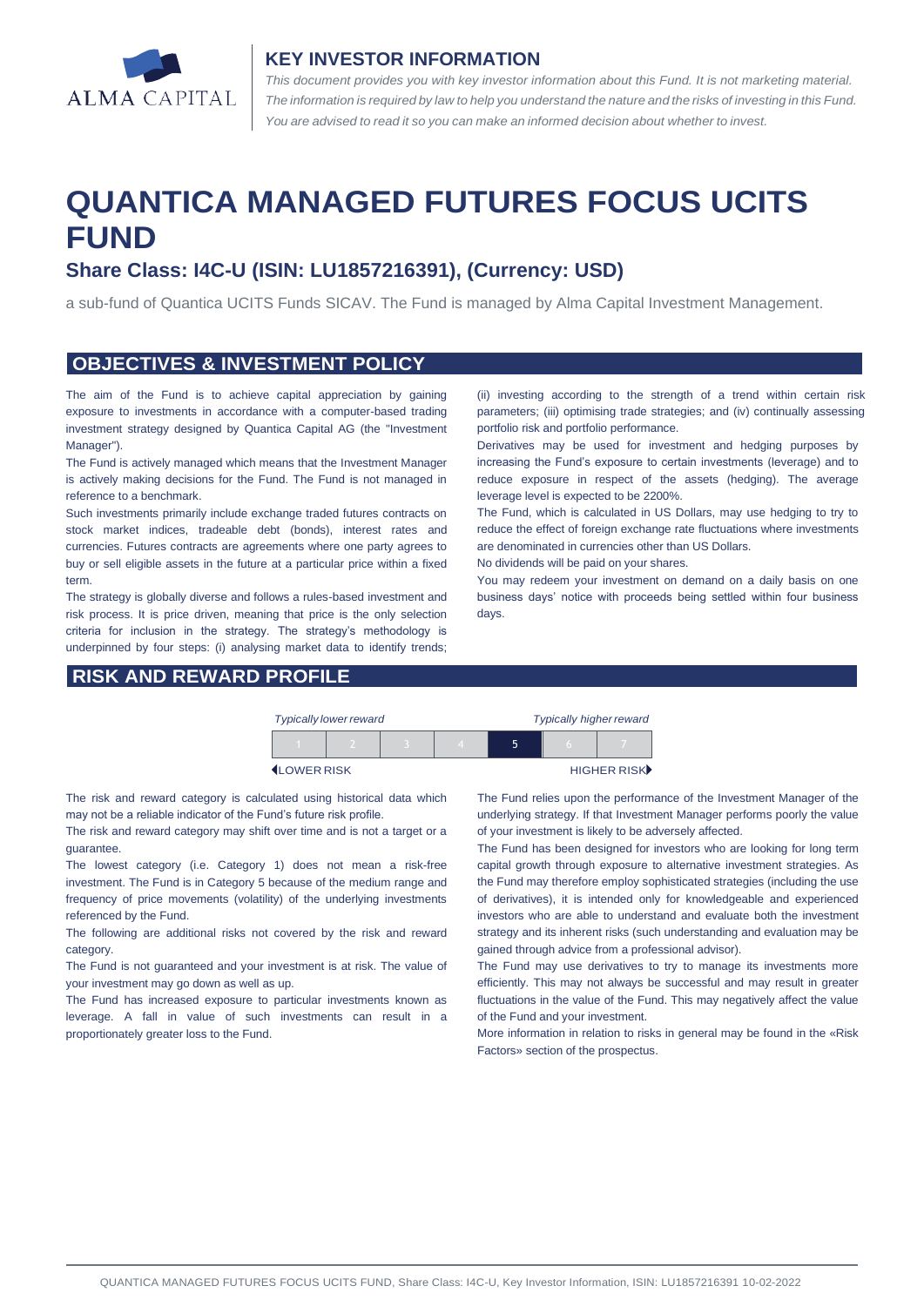ALMA CAPITAL

## KEY INVESTOR INFORMATION

*This document provides you with key investor information about this Fund. It is not marketing material. The information is required by law to help you understand the nature and the risks of investing in this Fund. You are advised to read it so you can make an informed decision about whether to invest.*

# QUANTICA MANAGED FUTURES FOCUS UCITS FUND

## Share Class: I4C-U (ISIN: LU1857216391), (Currency: USD)

a sub-fund of Quantica UCITS Funds SICAV. The Fund is managed by Alma Capital Investment Management.

## OBJECTIVES & INVESTMENT POLICY

The aim of the Fund is to achieve capital appreciation by gaining exposure to investments in accordance with a computer-based trading investment strategy designed by Quantica Capital AG (the "Investment Manager").

The Fund is actively managed which means that the Investment Manager is actively making decisions for the Fund. The Fund is not managed in reference to a benchmark.

Such investments primarily include exchange traded futures contracts on stock market indices, tradeable debt (bonds), interest rates and currencies. Futures contracts are agreements where one party agrees to buy or sell eligible assets in the future at a particular price within a fixed term.

The strategy is globally diverse and follows a rules-based investment and risk process. It is price driven, meaning that price is the only selection criteria for inclusion in the strategy. The strategy's methodology is underpinned by four steps: (i) analysing market data to identify trends; (ii) investing according to the strength of a trend within certain risk parameters; (iii) optimising trade strategies; and (iv) continually assessing portfolio risk and portfolio performance.

Derivatives may be used for investment and hedging purposes by increasing the Fund's exposure to certain investments (leverage) and to reduce exposure in respect of the assets (hedging). The average leverage level is expected to be 2200%.

The Fund, which is calculated in US Dollars, may use hedging to try to reduce the effect of foreign exchange rate fluctuations where investments are denominated in currencies other than US Dollars.

No dividends will be paid on your shares.

You may redeem your investment on demand on a daily basis on one business days' notice with proceeds being settled within four business days.

## RISK AND REWARD PROFILE

| *Typically lower reward* | | | | | | *Typically higher reward* |
|---|---|---|---|---|---|---|
| 1 | 2 | 3 | 4 | **5** | 6 | 7 |
| LOWER RISK | | | | | | HIGHER RISK |

The risk and reward category is calculated using historical data which may not be a reliable indicator of the Fund's future risk profile.

The risk and reward category may shift over time and is not a target or a guarantee.

The lowest category (i.e. Category 1) does not mean a risk-free investment. The Fund is in Category 5 because of the medium range and frequency of price movements (volatility) of the underlying investments referenced by the Fund.

The following are additional risks not covered by the risk and reward category.

The Fund is not guaranteed and your investment is at risk. The value of your investment may go down as well as up.

The Fund has increased exposure to particular investments known as leverage. A fall in value of such investments can result in a proportionately greater loss to the Fund.

The Fund relies upon the performance of the Investment Manager of the underlying strategy. If that Investment Manager performs poorly the value of your investment is likely to be adversely affected.

The Fund has been designed for investors who are looking for long term capital growth through exposure to alternative investment strategies. As the Fund may therefore employ sophisticated strategies (including the use of derivatives), it is intended only for knowledgeable and experienced investors who are able to understand and evaluate both the investment strategy and its inherent risks (such understanding and evaluation may be gained through advice from a professional advisor).

The Fund may use derivatives to try to manage its investments more efficiently. This may not always be successful and may result in greater fluctuations in the value of the Fund. This may negatively affect the value of the Fund and your investment.

More information in relation to risks in general may be found in the «Risk Factors» section of the prospectus.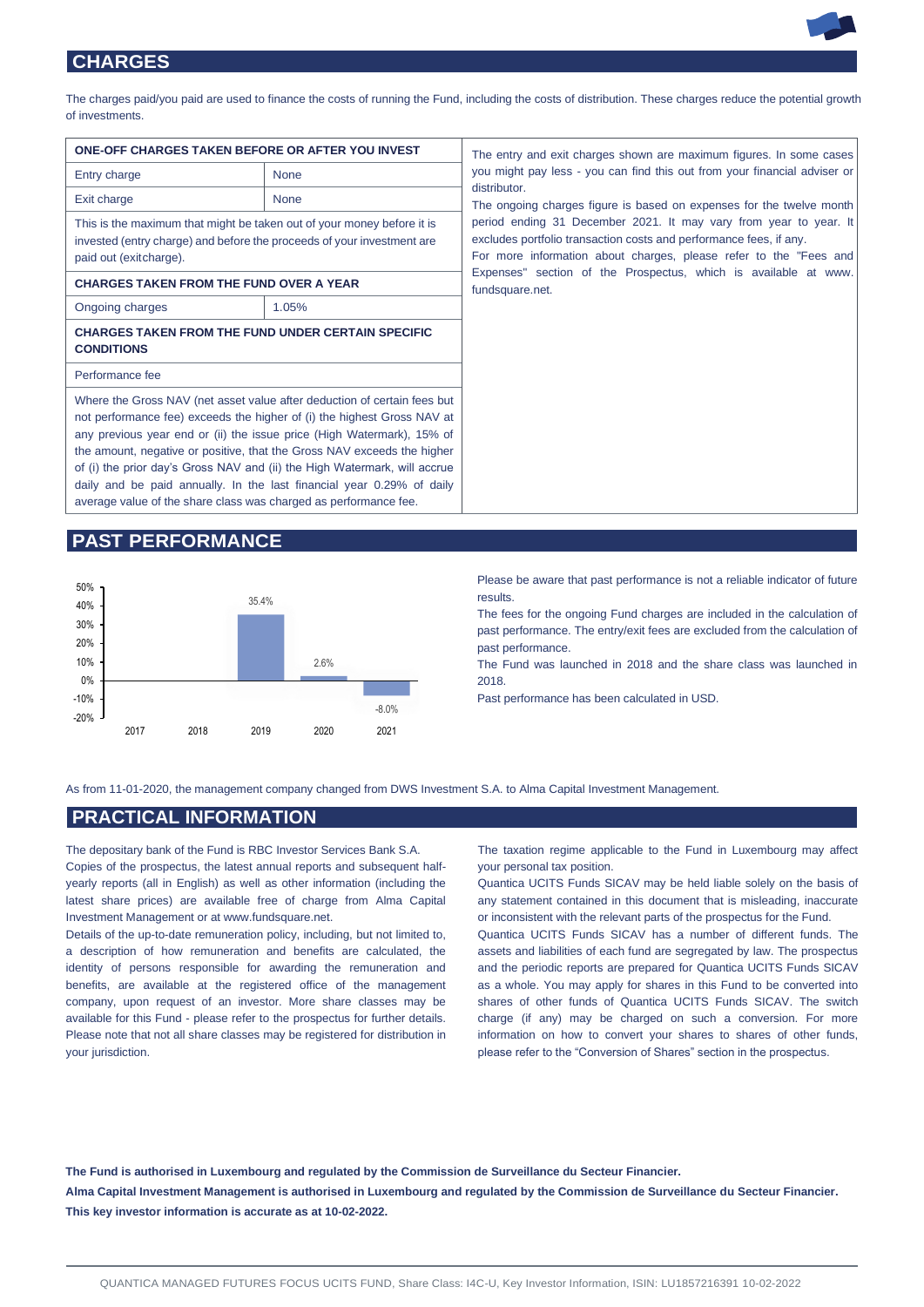## CHARGES

The charges paid/you paid are used to finance the costs of running the Fund, including the costs of distribution. These charges reduce the potential growth of investments.

| ONE-OFF CHARGES TAKEN BEFORE OR AFTER YOU INVEST | |
|---|---|
| Entry charge | None |
| Exit charge | None |
| This is the maximum that might be taken out of your money before it is invested (entry charge) and before the proceeds of your investment are paid out (exitcharge). | |
| **CHARGES TAKEN FROM THE FUND OVER A YEAR** | |
| Ongoing charges | 1.05% |
| **CHARGES TAKEN FROM THE FUND UNDER CERTAIN SPECIFIC CONDITIONS** | |
| Performance fee | |
| Where the Gross NAV (net asset value after deduction of certain fees but not performance fee) exceeds the higher of (i) the highest Gross NAV at any previous year end or (ii) the issue price (High Watermark), 15% of the amount, negative or positive, that the Gross NAV exceeds the higher of (i) the prior day's Gross NAV and (ii) the High Watermark, will accrue daily and be paid annually. In the last financial year 0.29% of daily average value of the share class was charged as performance fee. | |

The entry and exit charges shown are maximum figures. In some cases you might pay less - you can find this out from your financial adviser or distributor.

The ongoing charges figure is based on expenses for the twelve month period ending 31 December 2021. It may vary from year to year. It excludes portfolio transaction costs and performance fees, if any.

For more information about charges, please refer to the "Fees and Expenses" section of the Prospectus, which is available at www.fundsquare.net.

## PAST PERFORMANCE

50%
40%
30%
20%
10%
0%
-10%
-20%

35.4%
2.6%
-8.0%

2017 2018 2019 2020 2021

Please be aware that past performance is not a reliable indicator of future results.

The fees for the ongoing Fund charges are included in the calculation of past performance. The entry/exit fees are excluded from the calculation of past performance.

The Fund was launched in 2018 and the share class was launched in 2018.

Past performance has been calculated in USD.

As from 11-01-2020, the management company changed from DWS Investment S.A. to Alma Capital Investment Management.

## PRACTICAL INFORMATION

The depositary bank of the Fund is RBC Investor Services Bank S.A.

Copies of the prospectus, the latest annual reports and subsequent half-yearly reports (all in English) as well as other information (including the latest share prices) are available free of charge from Alma Capital Investment Management or at www.fundsquare.net.

Details of the up-to-date remuneration policy, including, but not limited to, a description of how remuneration and benefits are calculated, the identity of persons responsible for awarding the remuneration and benefits, are available at the registered office of the management company, upon request of an investor. More share classes may be available for this Fund - please refer to the prospectus for further details. Please note that not all share classes may be registered for distribution in your jurisdiction.

The taxation regime applicable to the Fund in Luxembourg may affect your personal tax position.

Quantica UCITS Funds SICAV may be held liable solely on the basis of any statement contained in this document that is misleading, inaccurate or inconsistent with the relevant parts of the prospectus for the Fund.

Quantica UCITS Funds SICAV has a number of different funds. The assets and liabilities of each fund are segregated by law. The prospectus and the periodic reports are prepared for Quantica UCITS Funds SICAV as a whole. You may apply for shares in this Fund to be converted into shares of other funds of Quantica UCITS Funds SICAV. The switch charge (if any) may be charged on such a conversion. For more information on how to convert your shares to shares of other funds, please refer to the "Conversion of Shares" section in the prospectus.

**The Fund is authorised in Luxembourg and regulated by the Commission de Surveillance du Secteur Financier.**
**Alma Capital Investment Management is authorised in Luxembourg and regulated by the Commission de Surveillance du Secteur Financier.**
**This key investor information is accurate as at 10-02-2022.**